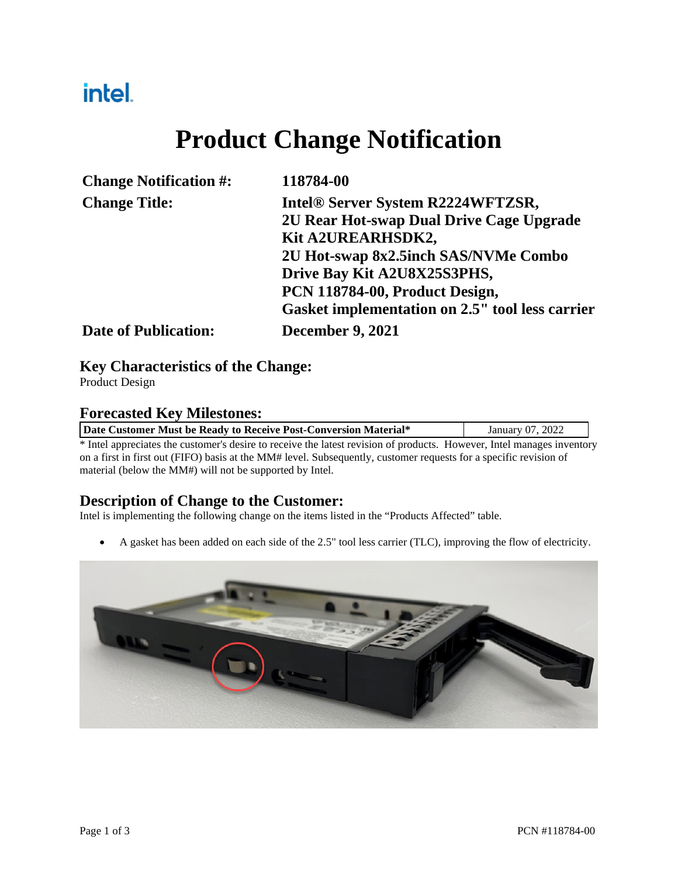intel.

# Product Change Notification

| | |
|---|---|
| **Change Notification #:** | **118784-00** |
| **Change Title:** | **Intel® Server System R2224WFTZSR, 2U Rear Hot-swap Dual Drive Cage Upgrade Kit A2UREARHSDK2, 2U Hot-swap 8x2.5inch SAS/NVMe Combo Drive Bay Kit A2U8X25S3PHS, PCN 118784-00, Product Design, Gasket implementation on 2.5" tool less carrier** |
| **Date of Publication:** | **December 9, 2021** |

## Key Characteristics of the Change:

Product Design

## Forecasted Key Milestones:

| Date Customer Must be Ready to Receive Post-Conversion Material* | January 07, 2022 |
|---|---|

* Intel appreciates the customer's desire to receive the latest revision of products. However, Intel manages inventory on a first in first out (FIFO) basis at the MM# level. Subsequently, customer requests for a specific revision of material (below the MM#) will not be supported by Intel.

## Description of Change to the Customer:

Intel is implementing the following change on the items listed in the "Products Affected" table.

- A gasket has been added on each side of the 2.5" tool less carrier (TLC), improving the flow of electricity.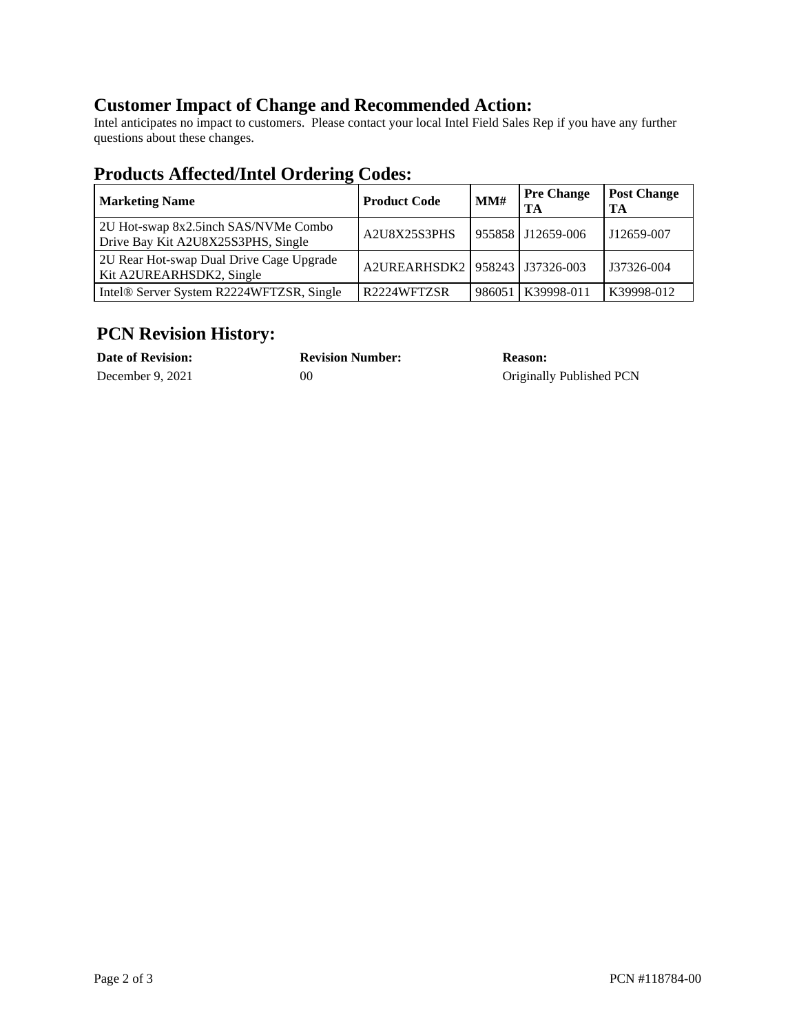## Customer Impact of Change and Recommended Action:

Intel anticipates no impact to customers. Please contact your local Intel Field Sales Rep if you have any further questions about these changes.

## Products Affected/Intel Ordering Codes:

| Marketing Name | Product Code | MM# | Pre Change TA | Post Change TA |
|---|---|---|---|---|
| 2U Hot-swap 8x2.5inch SAS/NVMe Combo Drive Bay Kit A2U8X25S3PHS, Single | A2U8X25S3PHS | 955858 | J12659-006 | J12659-007 |
| 2U Rear Hot-swap Dual Drive Cage Upgrade Kit A2UREARHSDK2, Single | A2UREARHSDK2 | 958243 | J37326-003 | J37326-004 |
| Intel® Server System R2224WFTZSR, Single | R2224WFTZSR | 986051 | K39998-011 | K39998-012 |

## PCN Revision History:

| Date of Revision: | Revision Number: | Reason: |
|---|---|---|
| December 9, 2021 | 00 | Originally Published PCN |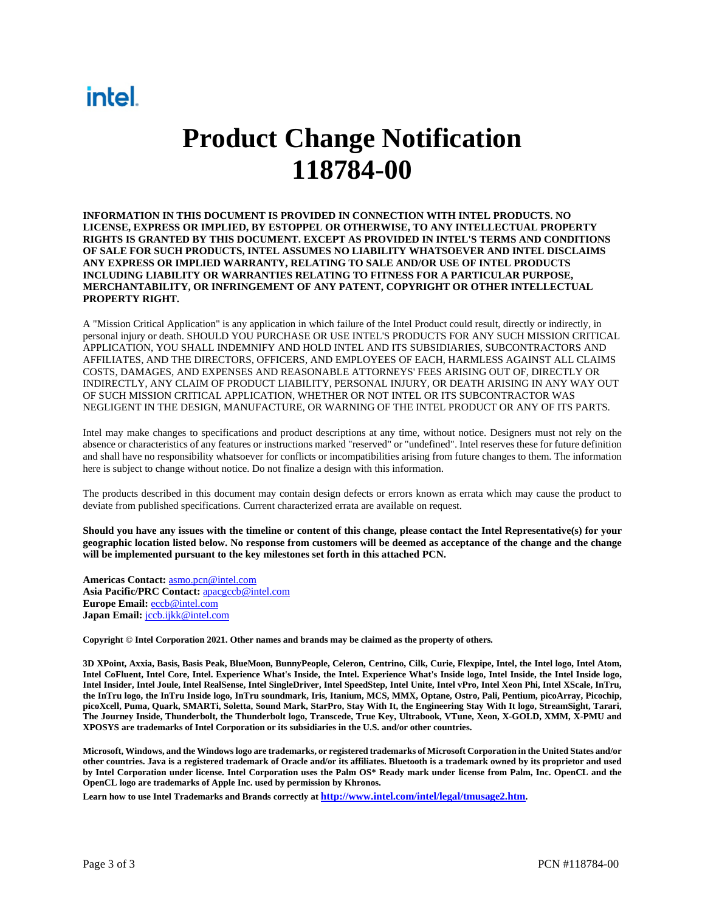intel.

# Product Change Notification 118784-00

**INFORMATION IN THIS DOCUMENT IS PROVIDED IN CONNECTION WITH INTEL PRODUCTS. NO LICENSE, EXPRESS OR IMPLIED, BY ESTOPPEL OR OTHERWISE, TO ANY INTELLECTUAL PROPERTY RIGHTS IS GRANTED BY THIS DOCUMENT. EXCEPT AS PROVIDED IN INTEL'S TERMS AND CONDITIONS OF SALE FOR SUCH PRODUCTS, INTEL ASSUMES NO LIABILITY WHATSOEVER AND INTEL DISCLAIMS ANY EXPRESS OR IMPLIED WARRANTY, RELATING TO SALE AND/OR USE OF INTEL PRODUCTS INCLUDING LIABILITY OR WARRANTIES RELATING TO FITNESS FOR A PARTICULAR PURPOSE, MERCHANTABILITY, OR INFRINGEMENT OF ANY PATENT, COPYRIGHT OR OTHER INTELLECTUAL PROPERTY RIGHT.**

A "Mission Critical Application" is any application in which failure of the Intel Product could result, directly or indirectly, in personal injury or death. SHOULD YOU PURCHASE OR USE INTEL'S PRODUCTS FOR ANY SUCH MISSION CRITICAL APPLICATION, YOU SHALL INDEMNIFY AND HOLD INTEL AND ITS SUBSIDIARIES, SUBCONTRACTORS AND AFFILIATES, AND THE DIRECTORS, OFFICERS, AND EMPLOYEES OF EACH, HARMLESS AGAINST ALL CLAIMS COSTS, DAMAGES, AND EXPENSES AND REASONABLE ATTORNEYS' FEES ARISING OUT OF, DIRECTLY OR INDIRECTLY, ANY CLAIM OF PRODUCT LIABILITY, PERSONAL INJURY, OR DEATH ARISING IN ANY WAY OUT OF SUCH MISSION CRITICAL APPLICATION, WHETHER OR NOT INTEL OR ITS SUBCONTRACTOR WAS NEGLIGENT IN THE DESIGN, MANUFACTURE, OR WARNING OF THE INTEL PRODUCT OR ANY OF ITS PARTS.

Intel may make changes to specifications and product descriptions at any time, without notice. Designers must not rely on the absence or characteristics of any features or instructions marked "reserved" or "undefined". Intel reserves these for future definition and shall have no responsibility whatsoever for conflicts or incompatibilities arising from future changes to them. The information here is subject to change without notice. Do not finalize a design with this information.

The products described in this document may contain design defects or errors known as errata which may cause the product to deviate from published specifications. Current characterized errata are available on request.

**Should you have any issues with the timeline or content of this change, please contact the Intel Representative(s) for your geographic location listed below. No response from customers will be deemed as acceptance of the change and the change will be implemented pursuant to the key milestones set forth in this attached PCN.**

**Americas Contact:** asmo.pcn@intel.com
**Asia Pacific/PRC Contact:** apacgccb@intel.com
**Europe Email:** eccb@intel.com
**Japan Email:** jccb.ijkk@intel.com

**Copyright © Intel Corporation 2021. Other names and brands may be claimed as the property of others.**

**3D XPoint, Axxia, Basis, Basis Peak, BlueMoon, BunnyPeople, Celeron, Centrino, Cilk, Curie, Flexpipe, Intel, the Intel logo, Intel Atom, Intel CoFluent, Intel Core, Intel. Experience What's Inside, the Intel. Experience What's Inside logo, Intel Inside, the Intel Inside logo, Intel Insider, Intel Joule, Intel RealSense, Intel SingleDriver, Intel SpeedStep, Intel Unite, Intel vPro, Intel Xeon Phi, Intel XScale, InTru, the InTru logo, the InTru Inside logo, InTru soundmark, Iris, Itanium, MCS, MMX, Optane, Ostro, Pali, Pentium, picoArray, Picochip, picoXcell, Puma, Quark, SMARTi, Soletta, Sound Mark, StarPro, Stay With It, the Engineering Stay With It logo, StreamSight, Tarari, The Journey Inside, Thunderbolt, the Thunderbolt logo, Transcede, True Key, Ultrabook, VTune, Xeon, X-GOLD, XMM, X-PMU and XPOSYS are trademarks of Intel Corporation or its subsidiaries in the U.S. and/or other countries.**

**Microsoft, Windows, and the Windows logo are trademarks, or registered trademarks of Microsoft Corporation in the United States and/or other countries. Java is a registered trademark of Oracle and/or its affiliates. Bluetooth is a trademark owned by its proprietor and used by Intel Corporation under license. Intel Corporation uses the Palm OS* Ready mark under license from Palm, Inc. OpenCL and the OpenCL logo are trademarks of Apple Inc. used by permission by Khronos.**

**Learn how to use Intel Trademarks and Brands correctly at http://www.intel.com/intel/legal/tmusage2.htm.**